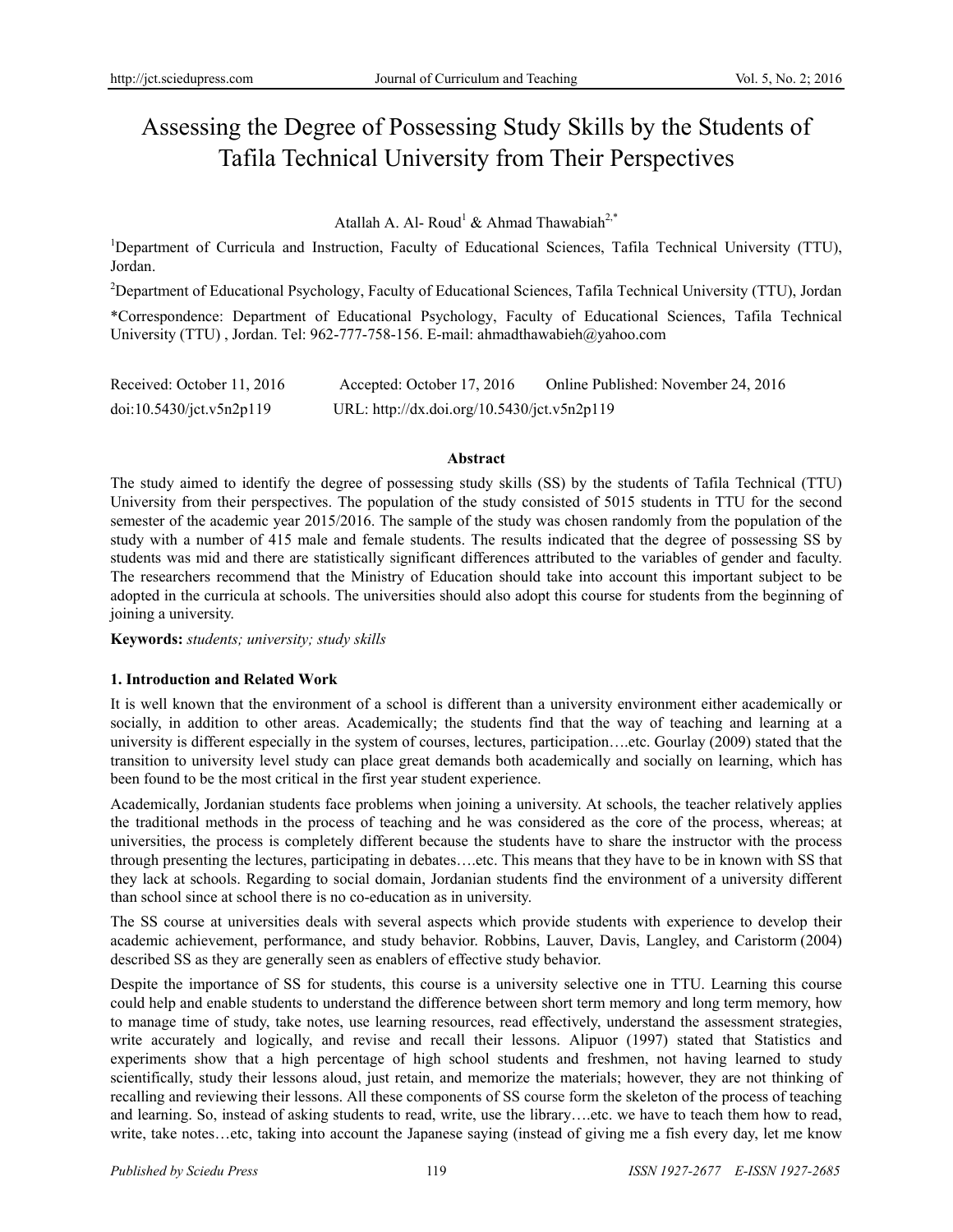# Assessing the Degree of Possessing Study Skills by the Students of Tafila Technical University from Their Perspectives

Atallah A. Al- Roud[1] & Ahmad Thawabiah[2,*]

[1]Department of Curricula and Instruction, Faculty of Educational Sciences, Tafila Technical University (TTU), Jordan.

[2]Department of Educational Psychology, Faculty of Educational Sciences, Tafila Technical University (TTU), Jordan

*Correspondence: Department of Educational Psychology, Faculty of Educational Sciences, Tafila Technical University (TTU) , Jordan. Tel: 962-777-758-156. E-mail: ahmadthawabieh@yahoo.com

Received: October 11, 2016 Accepted: October 17, 2016 Online Published: November 24, 2016

doi:10.5430/jct.v5n2p119 URL: http://dx.doi.org/10.5430/jct.v5n2p119

## Abstract

The study aimed to identify the degree of possessing study skills (SS) by the students of Tafila Technical (TTU) University from their perspectives. The population of the study consisted of 5015 students in TTU for the second semester of the academic year 2015/2016. The sample of the study was chosen randomly from the population of the study with a number of 415 male and female students. The results indicated that the degree of possessing SS by students was mid and there are statistically significant differences attributed to the variables of gender and faculty. The researchers recommend that the Ministry of Education should take into account this important subject to be adopted in the curricula at schools. The universities should also adopt this course for students from the beginning of joining a university.

**Keywords:** *students; university; study skills*

## 1. Introduction and Related Work

It is well known that the environment of a school is different than a university environment either academically or socially, in addition to other areas. Academically; the students find that the way of teaching and learning at a university is different especially in the system of courses, lectures, participation….etc. Gourlay (2009) stated that the transition to university level study can place great demands both academically and socially on learning, which has been found to be the most critical in the first year student experience.

Academically, Jordanian students face problems when joining a university. At schools, the teacher relatively applies the traditional methods in the process of teaching and he was considered as the core of the process, whereas; at universities, the process is completely different because the students have to share the instructor with the process through presenting the lectures, participating in debates….etc. This means that they have to be in known with SS that they lack at schools. Regarding to social domain, Jordanian students find the environment of a university different than school since at school there is no co-education as in university.

The SS course at universities deals with several aspects which provide students with experience to develop their academic achievement, performance, and study behavior. Robbins, Lauver, Davis, Langley, and Caristorm (2004) described SS as they are generally seen as enablers of effective study behavior.

Despite the importance of SS for students, this course is a university selective one in TTU. Learning this course could help and enable students to understand the difference between short term memory and long term memory, how to manage time of study, take notes, use learning resources, read effectively, understand the assessment strategies, write accurately and logically, and revise and recall their lessons. Alipuor (1997) stated that Statistics and experiments show that a high percentage of high school students and freshmen, not having learned to study scientifically, study their lessons aloud, just retain, and memorize the materials; however, they are not thinking of recalling and reviewing their lessons. All these components of SS course form the skeleton of the process of teaching and learning. So, instead of asking students to read, write, use the library….etc. we have to teach them how to read, write, take notes…etc, taking into account the Japanese saying (instead of giving me a fish every day, let me know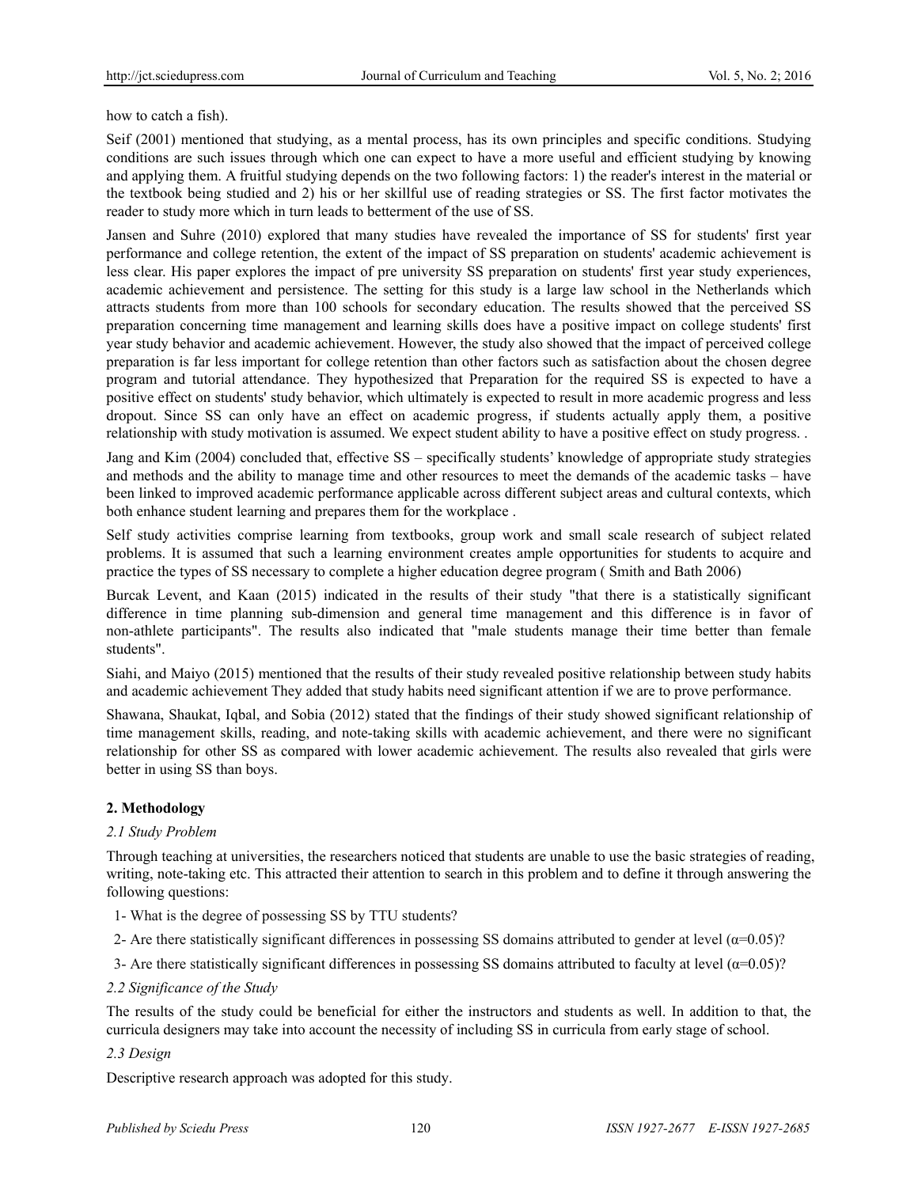how to catch a fish).

Seif (2001) mentioned that studying, as a mental process, has its own principles and specific conditions. Studying conditions are such issues through which one can expect to have a more useful and efficient studying by knowing and applying them. A fruitful studying depends on the two following factors: 1) the reader's interest in the material or the textbook being studied and 2) his or her skillful use of reading strategies or SS. The first factor motivates the reader to study more which in turn leads to betterment of the use of SS.

Jansen and Suhre (2010) explored that many studies have revealed the importance of SS for students' first year performance and college retention, the extent of the impact of SS preparation on students' academic achievement is less clear. His paper explores the impact of pre university SS preparation on students' first year study experiences, academic achievement and persistence. The setting for this study is a large law school in the Netherlands which attracts students from more than 100 schools for secondary education. The results showed that the perceived SS preparation concerning time management and learning skills does have a positive impact on college students' first year study behavior and academic achievement. However, the study also showed that the impact of perceived college preparation is far less important for college retention than other factors such as satisfaction about the chosen degree program and tutorial attendance. They hypothesized that Preparation for the required SS is expected to have a positive effect on students' study behavior, which ultimately is expected to result in more academic progress and less dropout. Since SS can only have an effect on academic progress, if students actually apply them, a positive relationship with study motivation is assumed. We expect student ability to have a positive effect on study progress. .

Jang and Kim (2004) concluded that, effective SS – specifically students' knowledge of appropriate study strategies and methods and the ability to manage time and other resources to meet the demands of the academic tasks – have been linked to improved academic performance applicable across different subject areas and cultural contexts, which both enhance student learning and prepares them for the workplace .

Self study activities comprise learning from textbooks, group work and small scale research of subject related problems. It is assumed that such a learning environment creates ample opportunities for students to acquire and practice the types of SS necessary to complete a higher education degree program ( Smith and Bath 2006)

Burcak Levent, and Kaan (2015) indicated in the results of their study "that there is a statistically significant difference in time planning sub-dimension and general time management and this difference is in favor of non-athlete participants". The results also indicated that "male students manage their time better than female students".

Siahi, and Maiyo (2015) mentioned that the results of their study revealed positive relationship between study habits and academic achievement They added that study habits need significant attention if we are to prove performance.

Shawana, Shaukat, Iqbal, and Sobia (2012) stated that the findings of their study showed significant relationship of time management skills, reading, and note-taking skills with academic achievement, and there were no significant relationship for other SS as compared with lower academic achievement. The results also revealed that girls were better in using SS than boys.

## 2. Methodology

### *2.1 Study Problem*

Through teaching at universities, the researchers noticed that students are unable to use the basic strategies of reading, writing, note-taking etc. This attracted their attention to search in this problem and to define it through answering the following questions:

1- What is the degree of possessing SS by TTU students?

2- Are there statistically significant differences in possessing SS domains attributed to gender at level ($\alpha$=0.05)?

3- Are there statistically significant differences in possessing SS domains attributed to faculty at level ($\alpha$=0.05)?

### *2.2 Significance of the Study*

The results of the study could be beneficial for either the instructors and students as well. In addition to that, the curricula designers may take into account the necessity of including SS in curricula from early stage of school.

### *2.3 Design*

Descriptive research approach was adopted for this study.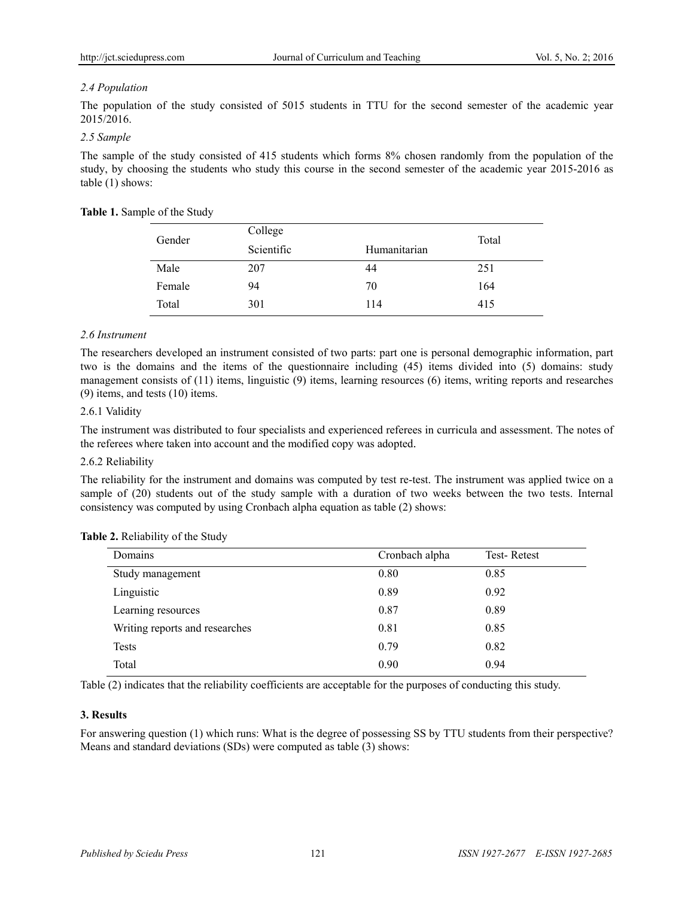*2.4 Population*

The population of the study consisted of 5015 students in TTU for the second semester of the academic year 2015/2016.

*2.5 Sample*

The sample of the study consisted of 415 students which forms 8% chosen randomly from the population of the study, by choosing the students who study this course in the second semester of the academic year 2015-2016 as table (1) shows:

**Table 1.** Sample of the Study

| Gender | College | | Total |
|---|---|---|---|
| | Scientific | Humanitarian | |
| Male | 207 | 44 | 251 |
| Female | 94 | 70 | 164 |
| Total | 301 | 114 | 415 |

*2.6 Instrument*

The researchers developed an instrument consisted of two parts: part one is personal demographic information, part two is the domains and the items of the questionnaire including (45) items divided into (5) domains: study management consists of (11) items, linguistic (9) items, learning resources (6) items, writing reports and researches (9) items, and tests (10) items.

2.6.1 Validity

The instrument was distributed to four specialists and experienced referees in curricula and assessment. The notes of the referees where taken into account and the modified copy was adopted.

2.6.2 Reliability

The reliability for the instrument and domains was computed by test re-test. The instrument was applied twice on a sample of (20) students out of the study sample with a duration of two weeks between the two tests. Internal consistency was computed by using Cronbach alpha equation as table (2) shows:

**Table 2.** Reliability of the Study

| Domains | Cronbach alpha | Test- Retest |
|---|---|---|
| Study management | 0.80 | 0.85 |
| Linguistic | 0.89 | 0.92 |
| Learning resources | 0.87 | 0.89 |
| Writing reports and researches | 0.81 | 0.85 |
| Tests | 0.79 | 0.82 |
| Total | 0.90 | 0.94 |

Table (2) indicates that the reliability coefficients are acceptable for the purposes of conducting this study.

## 3. Results

For answering question (1) which runs: What is the degree of possessing SS by TTU students from their perspective? Means and standard deviations (SDs) were computed as table (3) shows: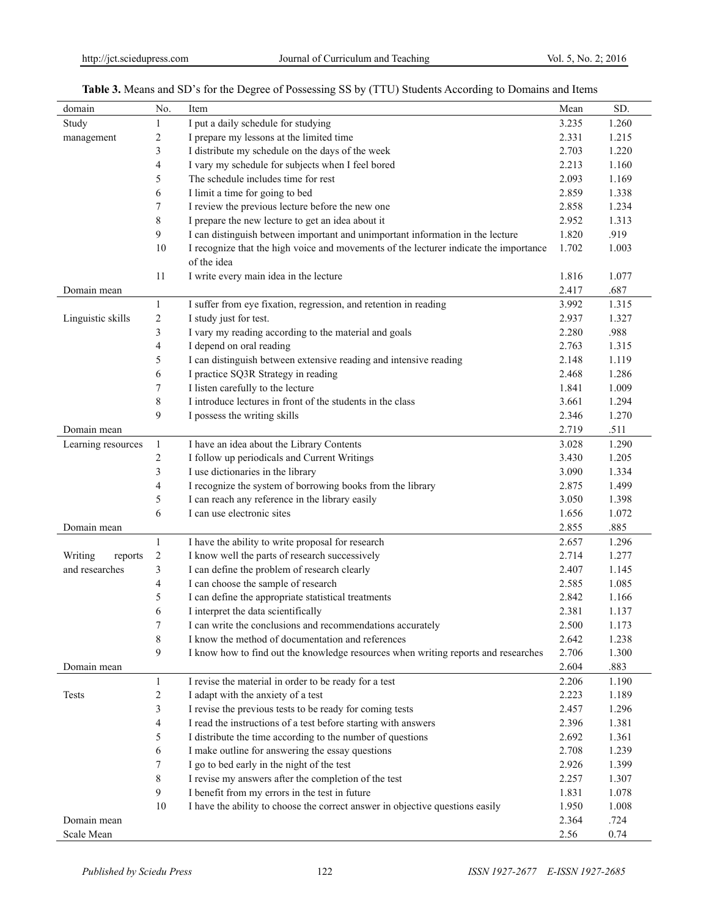**Table 3.** Means and SD's for the Degree of Possessing SS by (TTU) Students According to Domains and Items

| domain | No. | Item | Mean | SD. |
|---|---|---|---|---|
| Study management | 1 | I put a daily schedule for studying | 3.235 | 1.260 |
| | 2 | I prepare my lessons at the limited time | 2.331 | 1.215 |
| | 3 | I distribute my schedule on the days of the week | 2.703 | 1.220 |
| | 4 | I vary my schedule for subjects when I feel bored | 2.213 | 1.160 |
| | 5 | The schedule includes time for rest | 2.093 | 1.169 |
| | 6 | I limit a time for going to bed | 2.859 | 1.338 |
| | 7 | I review the previous lecture before the new one | 2.858 | 1.234 |
| | 8 | I prepare the new lecture to get an idea about it | 2.952 | 1.313 |
| | 9 | I can distinguish between important and unimportant information in the lecture | 1.820 | .919 |
| | 10 | I recognize that the high voice and movements of the lecturer indicate the importance of the idea | 1.702 | 1.003 |
| | 11 | I write every main idea in the lecture | 1.816 | 1.077 |
| Domain mean | | | 2.417 | .687 |
| Linguistic skills | 1 | I suffer from eye fixation, regression, and retention in reading | 3.992 | 1.315 |
| | 2 | I study just for test. | 2.937 | 1.327 |
| | 3 | I vary my reading according to the material and goals | 2.280 | .988 |
| | 4 | I depend on oral reading | 2.763 | 1.315 |
| | 5 | I can distinguish between extensive reading and intensive reading | 2.148 | 1.119 |
| | 6 | I practice SQ3R Strategy in reading | 2.468 | 1.286 |
| | 7 | I listen carefully to the lecture | 1.841 | 1.009 |
| | 8 | I introduce lectures in front of the students in the class | 3.661 | 1.294 |
| | 9 | I possess the writing skills | 2.346 | 1.270 |
| Domain mean | | | 2.719 | .511 |
| Learning resources | 1 | I have an idea about the Library Contents | 3.028 | 1.290 |
| | 2 | I follow up periodicals and Current Writings | 3.430 | 1.205 |
| | 3 | I use dictionaries in the library | 3.090 | 1.334 |
| | 4 | I recognize the system of borrowing books from the library | 2.875 | 1.499 |
| | 5 | I can reach any reference in the library easily | 3.050 | 1.398 |
| | 6 | I can use electronic sites | 1.656 | 1.072 |
| Domain mean | | | 2.855 | .885 |
| Writing reports and researches | 1 | I have the ability to write proposal for research | 2.657 | 1.296 |
| | 2 | I know well the parts of research successively | 2.714 | 1.277 |
| | 3 | I can define the problem of research clearly | 2.407 | 1.145 |
| | 4 | I can choose the sample of research | 2.585 | 1.085 |
| | 5 | I can define the appropriate statistical treatments | 2.842 | 1.166 |
| | 6 | I interpret the data scientifically | 2.381 | 1.137 |
| | 7 | I can write the conclusions and recommendations accurately | 2.500 | 1.173 |
| | 8 | I know the method of documentation and references | 2.642 | 1.238 |
| | 9 | I know how to find out the knowledge resources when writing reports and researches | 2.706 | 1.300 |
| Domain mean | | | 2.604 | .883 |
| Tests | 1 | I revise the material in order to be ready for a test | 2.206 | 1.190 |
| | 2 | I adapt with the anxiety of a test | 2.223 | 1.189 |
| | 3 | I revise the previous tests to be ready for coming tests | 2.457 | 1.296 |
| | 4 | I read the instructions of a test before starting with answers | 2.396 | 1.381 |
| | 5 | I distribute the time according to the number of questions | 2.692 | 1.361 |
| | 6 | I make outline for answering the essay questions | 2.708 | 1.239 |
| | 7 | I go to bed early in the night of the test | 2.926 | 1.399 |
| | 8 | I revise my answers after the completion of the test | 2.257 | 1.307 |
| | 9 | I benefit from my errors in the test in future | 1.831 | 1.078 |
| | 10 | I have the ability to choose the correct answer in objective questions easily | 1.950 | 1.008 |
| Domain mean | | | 2.364 | .724 |
| Scale Mean | | | 2.56 | 0.74 |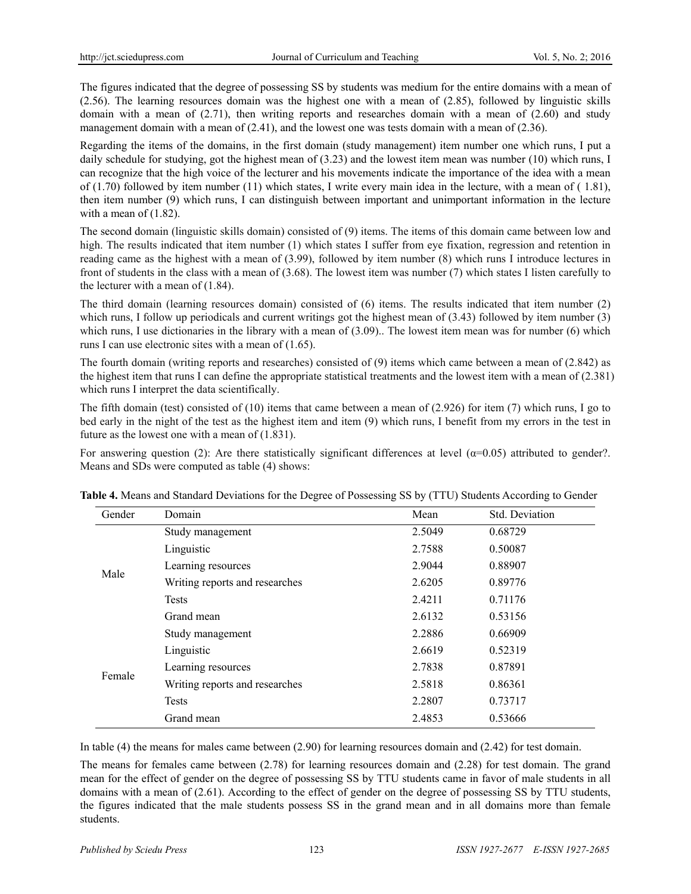The figures indicated that the degree of possessing SS by students was medium for the entire domains with a mean of (2.56). The learning resources domain was the highest one with a mean of (2.85), followed by linguistic skills domain with a mean of (2.71), then writing reports and researches domain with a mean of (2.60) and study management domain with a mean of (2.41), and the lowest one was tests domain with a mean of (2.36).

Regarding the items of the domains, in the first domain (study management) item number one which runs, I put a daily schedule for studying, got the highest mean of (3.23) and the lowest item mean was number (10) which runs, I can recognize that the high voice of the lecturer and his movements indicate the importance of the idea with a mean of (1.70) followed by item number (11) which states, I write every main idea in the lecture, with a mean of ( 1.81), then item number (9) which runs, I can distinguish between important and unimportant information in the lecture with a mean of (1.82).

The second domain (linguistic skills domain) consisted of (9) items. The items of this domain came between low and high. The results indicated that item number (1) which states I suffer from eye fixation, regression and retention in reading came as the highest with a mean of (3.99), followed by item number (8) which runs I introduce lectures in front of students in the class with a mean of (3.68). The lowest item was number (7) which states I listen carefully to the lecturer with a mean of (1.84).

The third domain (learning resources domain) consisted of (6) items. The results indicated that item number (2) which runs, I follow up periodicals and current writings got the highest mean of (3.43) followed by item number (3) which runs, I use dictionaries in the library with a mean of (3.09).. The lowest item mean was for number (6) which runs I can use electronic sites with a mean of (1.65).

The fourth domain (writing reports and researches) consisted of (9) items which came between a mean of (2.842) as the highest item that runs I can define the appropriate statistical treatments and the lowest item with a mean of (2.381) which runs I interpret the data scientifically.

The fifth domain (test) consisted of (10) items that came between a mean of (2.926) for item (7) which runs, I go to bed early in the night of the test as the highest item and item (9) which runs, I benefit from my errors in the test in future as the lowest one with a mean of (1.831).

For answering question (2): Are there statistically significant differences at level ($\alpha$=0.05) attributed to gender?. Means and SDs were computed as table (4) shows:

**Table 4.** Means and Standard Deviations for the Degree of Possessing SS by (TTU) Students According to Gender

| Gender | Domain | Mean | Std. Deviation |
|---|---|---|---|
| Male | Study management | 2.5049 | 0.68729 |
| | Linguistic | 2.7588 | 0.50087 |
| | Learning resources | 2.9044 | 0.88907 |
| | Writing reports and researches | 2.6205 | 0.89776 |
| | Tests | 2.4211 | 0.71176 |
| | Grand mean | 2.6132 | 0.53156 |
| Female | Study management | 2.2886 | 0.66909 |
| | Linguistic | 2.6619 | 0.52319 |
| | Learning resources | 2.7838 | 0.87891 |
| | Writing reports and researches | 2.5818 | 0.86361 |
| | Tests | 2.2807 | 0.73717 |
| | Grand mean | 2.4853 | 0.53666 |

In table (4) the means for males came between (2.90) for learning resources domain and (2.42) for test domain.

The means for females came between (2.78) for learning resources domain and (2.28) for test domain. The grand mean for the effect of gender on the degree of possessing SS by TTU students came in favor of male students in all domains with a mean of (2.61). According to the effect of gender on the degree of possessing SS by TTU students, the figures indicated that the male students possess SS in the grand mean and in all domains more than female students.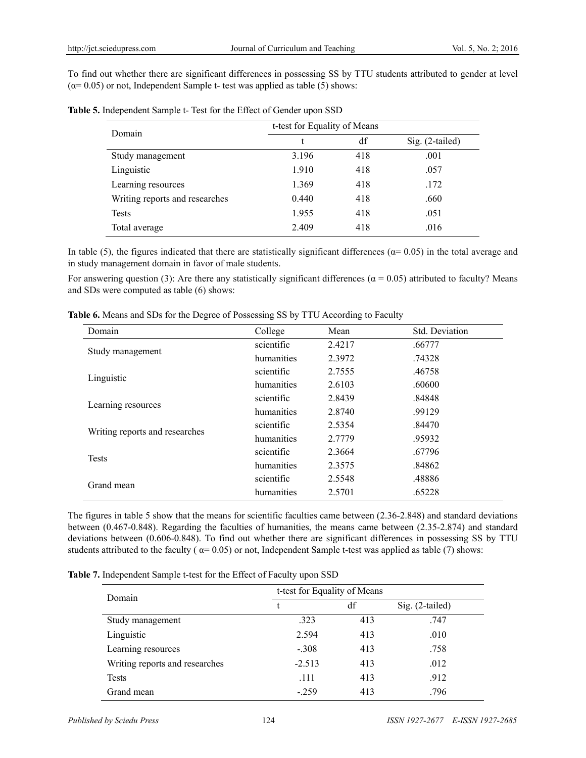To find out whether there are significant differences in possessing SS by TTU students attributed to gender at level ($\alpha = 0.05$) or not, Independent Sample t- test was applied as table (5) shows:

**Table 5.** Independent Sample t- Test for the Effect of Gender upon SSD

| Domain | t-test for Equality of Means | | |
|---|---|---|---|
| | t | df | Sig. (2-tailed) |
| Study management | 3.196 | 418 | .001 |
| Linguistic | 1.910 | 418 | .057 |
| Learning resources | 1.369 | 418 | .172 |
| Writing reports and researches | 0.440 | 418 | .660 |
| Tests | 1.955 | 418 | .051 |
| Total average | 2.409 | 418 | .016 |

In table (5), the figures indicated that there are statistically significant differences ($\alpha = 0.05$) in the total average and in study management domain in favor of male students.

For answering question (3): Are there any statistically significant differences ($\alpha = 0.05$) attributed to faculty? Means and SDs were computed as table (6) shows:

**Table 6.** Means and SDs for the Degree of Possessing SS by TTU According to Faculty

| Domain | College | Mean | Std. Deviation |
|---|---|---|---|
| Study management | scientific | 2.4217 | .66777 |
| | humanities | 2.3972 | .74328 |
| Linguistic | scientific | 2.7555 | .46758 |
| | humanities | 2.6103 | .60600 |
| Learning resources | scientific | 2.8439 | .84848 |
| | humanities | 2.8740 | .99129 |
| Writing reports and researches | scientific | 2.5354 | .84470 |
| | humanities | 2.7779 | .95932 |
| Tests | scientific | 2.3664 | .67796 |
| | humanities | 2.3575 | .84862 |
| Grand mean | scientific | 2.5548 | .48886 |
| | humanities | 2.5701 | .65228 |

The figures in table 5 show that the means for scientific faculties came between (2.36-2.848) and standard deviations between (0.467-0.848). Regarding the faculties of humanities, the means came between (2.35-2.874) and standard deviations between (0.606-0.848). To find out whether there are significant differences in possessing SS by TTU students attributed to the faculty ( $\alpha = 0.05$) or not, Independent Sample t-test was applied as table (7) shows:

**Table 7.** Independent Sample t-test for the Effect of Faculty upon SSD

| Domain | t-test for Equality of Means | | |
|---|---|---|---|
| | t | df | Sig. (2-tailed) |
| Study management | .323 | 413 | .747 |
| Linguistic | 2.594 | 413 | .010 |
| Learning resources | -.308 | 413 | .758 |
| Writing reports and researches | -2.513 | 413 | .012 |
| Tests | .111 | 413 | .912 |
| Grand mean | -.259 | 413 | .796 |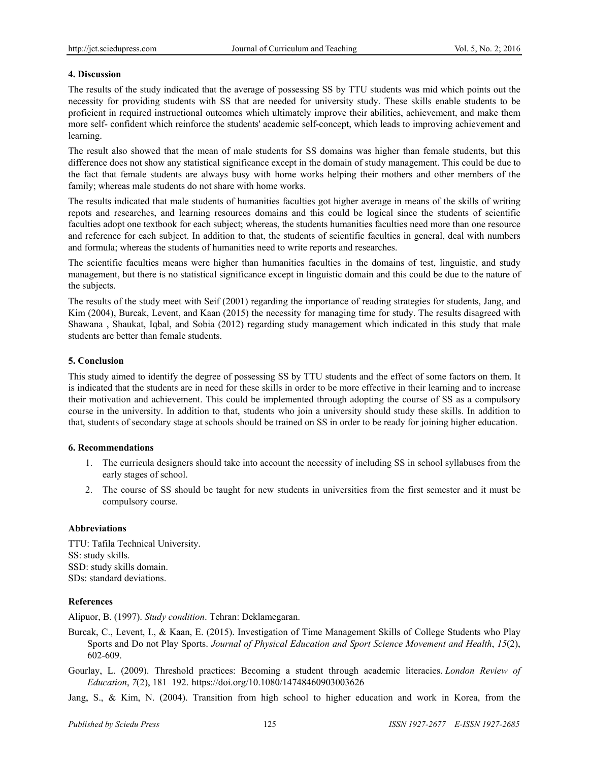## 4. Discussion

The results of the study indicated that the average of possessing SS by TTU students was mid which points out the necessity for providing students with SS that are needed for university study. These skills enable students to be proficient in required instructional outcomes which ultimately improve their abilities, achievement, and make them more self- confident which reinforce the students' academic self-concept, which leads to improving achievement and learning.

The result also showed that the mean of male students for SS domains was higher than female students, but this difference does not show any statistical significance except in the domain of study management. This could be due to the fact that female students are always busy with home works helping their mothers and other members of the family; whereas male students do not share with home works.

The results indicated that male students of humanities faculties got higher average in means of the skills of writing repots and researches, and learning resources domains and this could be logical since the students of scientific faculties adopt one textbook for each subject; whereas, the students humanities faculties need more than one resource and reference for each subject. In addition to that, the students of scientific faculties in general, deal with numbers and formula; whereas the students of humanities need to write reports and researches.

The scientific faculties means were higher than humanities faculties in the domains of test, linguistic, and study management, but there is no statistical significance except in linguistic domain and this could be due to the nature of the subjects.

The results of the study meet with Seif (2001) regarding the importance of reading strategies for students, Jang, and Kim (2004), Burcak, Levent, and Kaan (2015) the necessity for managing time for study. The results disagreed with Shawana , Shaukat, Iqbal, and Sobia (2012) regarding study management which indicated in this study that male students are better than female students.

## 5. Conclusion

This study aimed to identify the degree of possessing SS by TTU students and the effect of some factors on them. It is indicated that the students are in need for these skills in order to be more effective in their learning and to increase their motivation and achievement. This could be implemented through adopting the course of SS as a compulsory course in the university. In addition to that, students who join a university should study these skills. In addition to that, students of secondary stage at schools should be trained on SS in order to be ready for joining higher education.

## 6. Recommendations

1. The curricula designers should take into account the necessity of including SS in school syllabuses from the early stages of school.
2. The course of SS should be taught for new students in universities from the first semester and it must be compulsory course.

### Abbreviations

TTU: Tafila Technical University.
SS: study skills.
SSD: study skills domain.
SDs: standard deviations.

### References

Alipuor, B. (1997). *Study condition*. Tehran: Deklamegaran.

Burcak, C., Levent, I., & Kaan, E. (2015). Investigation of Time Management Skills of College Students who Play Sports and Do not Play Sports. *Journal of Physical Education and Sport Science Movement and Health*, *15*(2), 602-609.

Gourlay, L. (2009). Threshold practices: Becoming a student through academic literacies. *London Review of Education*, *7*(2), 181–192. https://doi.org/10.1080/14748460903003626

Jang, S., & Kim, N. (2004). Transition from high school to higher education and work in Korea, from the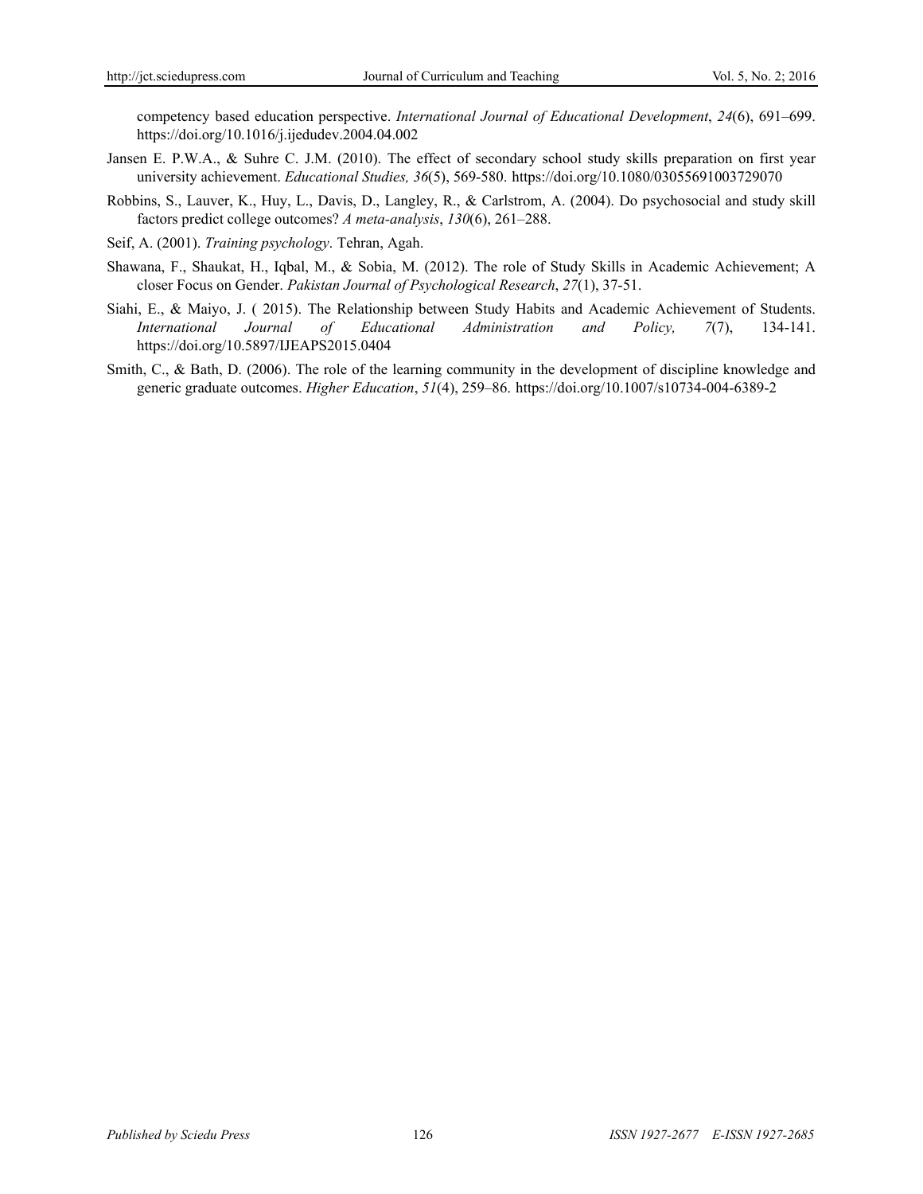competency based education perspective. *International Journal of Educational Development*, *24*(6), 691–699. https://doi.org/10.1016/j.ijedudev.2004.04.002

Jansen E. P.W.A., & Suhre C. J.M. (2010). The effect of secondary school study skills preparation on first year university achievement. *Educational Studies, 36*(5), 569-580. https://doi.org/10.1080/03055691003729070

Robbins, S., Lauver, K., Huy, L., Davis, D., Langley, R., & Carlstrom, A. (2004). Do psychosocial and study skill factors predict college outcomes? *A meta-analysis*, *130*(6), 261–288.

Seif, A. (2001). *Training psychology*. Tehran, Agah.

Shawana, F., Shaukat, H., Iqbal, M., & Sobia, M. (2012). The role of Study Skills in Academic Achievement; A closer Focus on Gender. *Pakistan Journal of Psychological Research*, *27*(1), 37-51.

Siahi, E., & Maiyo, J. ( 2015). The Relationship between Study Habits and Academic Achievement of Students. *International Journal of Educational Administration and Policy, 7*(7), 134-141. https://doi.org/10.5897/IJEAPS2015.0404

Smith, C., & Bath, D. (2006). The role of the learning community in the development of discipline knowledge and generic graduate outcomes. *Higher Education*, *51*(4), 259–86. https://doi.org/10.1007/s10734-004-6389-2